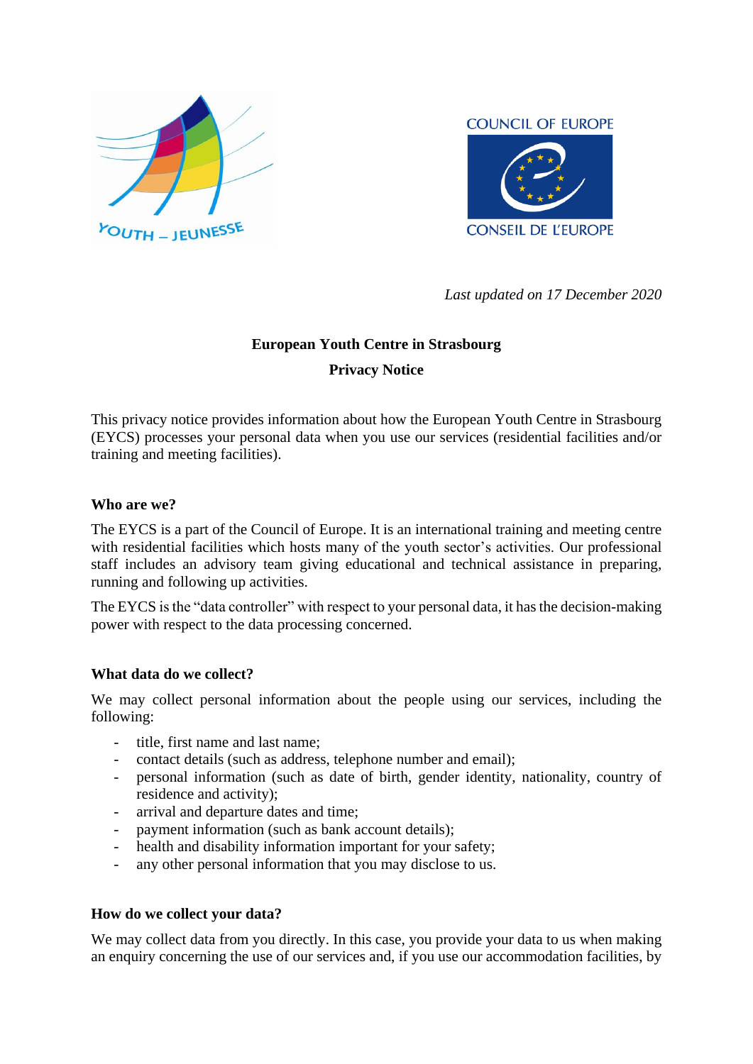*Last updated on 17 December 2020*

**European Youth Centre in Strasbourg**

**Privacy Notice**

This privacy notice provides information about how the European Youth Centre in Strasbourg (EYCS) processes your personal data when you use our services (residential facilities and/or training and meeting facilities).

**Who are we?**

The EYCS is a part of the Council of Europe. It is an international training and meeting centre with residential facilities which hosts many of the youth sector's activities. Our professional staff includes an advisory team giving educational and technical assistance in preparing, running and following up activities.

The EYCS is the "data controller" with respect to your personal data, it has the decision-making power with respect to the data processing concerned.

**What data do we collect?**

We may collect personal information about the people using our services, including the following:

- title, first name and last name;
- contact details (such as address, telephone number and email);
- personal information (such as date of birth, gender identity, nationality, country of residence and activity);
- arrival and departure dates and time;
- payment information (such as bank account details);
- health and disability information important for your safety;
- any other personal information that you may disclose to us.

**How do we collect your data?**

We may collect data from you directly. In this case, you provide your data to us when making an enquiry concerning the use of our services and, if you use our accommodation facilities, by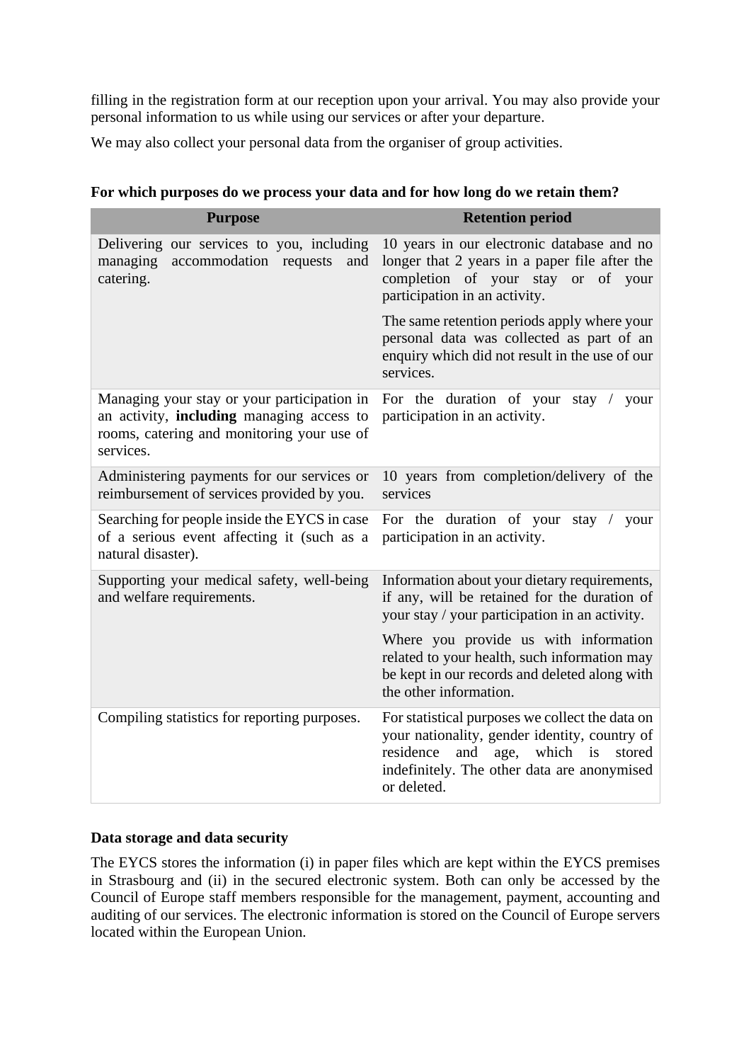filling in the registration form at our reception upon your arrival. You may also provide your personal information to us while using our services or after your departure.

We may also collect your personal data from the organiser of group activities.

**For which purposes do we process your data and for how long do we retain them?**

| Purpose | Retention period |
|---|---|
| Delivering our services to you, including managing accommodation requests and catering. | 10 years in our electronic database and no longer that 2 years in a paper file after the completion of your stay or of your participation in an activity.<br><br>The same retention periods apply where your personal data was collected as part of an enquiry which did not result in the use of our services. |
| Managing your stay or your participation in an activity, **including** managing access to rooms, catering and monitoring your use of services. | For the duration of your stay / your participation in an activity. |
| Administering payments for our services or reimbursement of services provided by you. | 10 years from completion/delivery of the services |
| Searching for people inside the EYCS in case of a serious event affecting it (such as a natural disaster). | For the duration of your stay / your participation in an activity. |
| Supporting your medical safety, well-being and welfare requirements. | Information about your dietary requirements, if any, will be retained for the duration of your stay / your participation in an activity.<br><br>Where you provide us with information related to your health, such information may be kept in our records and deleted along with the other information. |
| Compiling statistics for reporting purposes. | For statistical purposes we collect the data on your nationality, gender identity, country of residence and age, which is stored indefinitely. The other data are anonymised or deleted. |

**Data storage and data security**

The EYCS stores the information (i) in paper files which are kept within the EYCS premises in Strasbourg and (ii) in the secured electronic system. Both can only be accessed by the Council of Europe staff members responsible for the management, payment, accounting and auditing of our services. The electronic information is stored on the Council of Europe servers located within the European Union.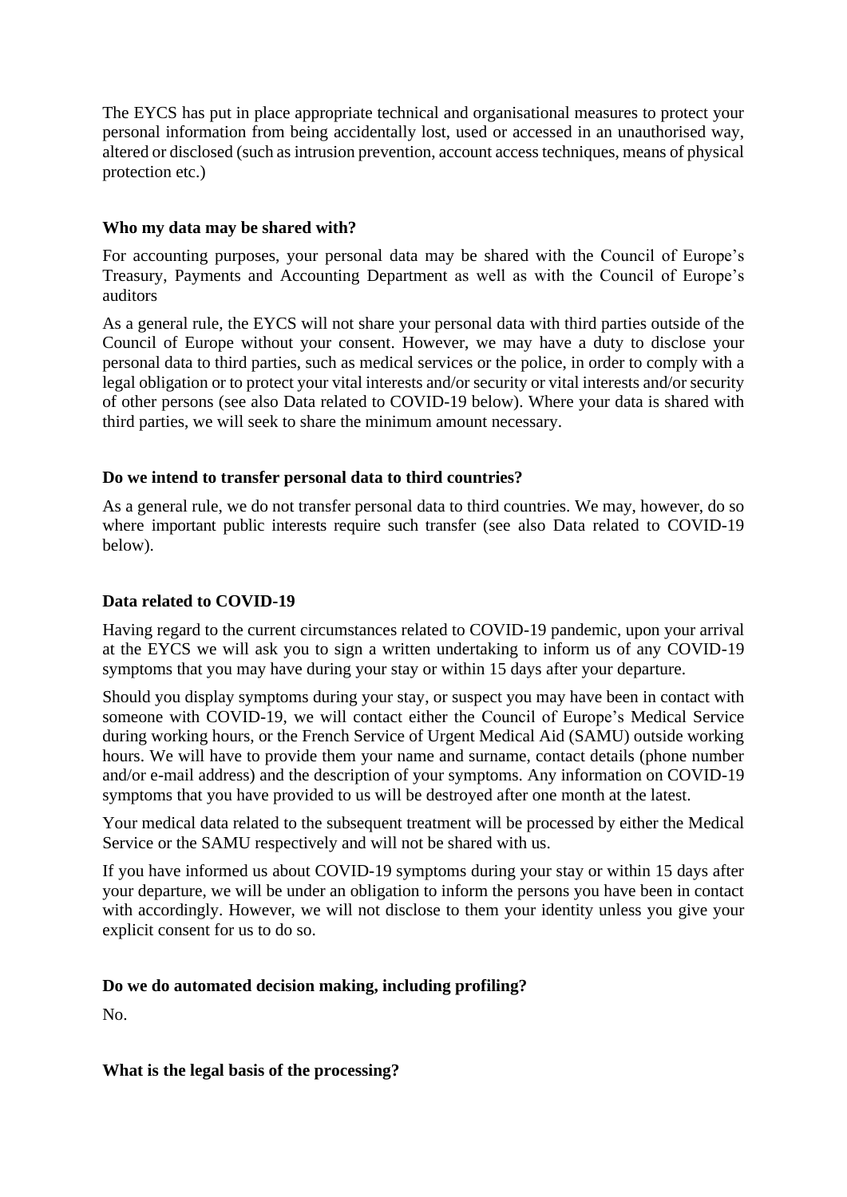The EYCS has put in place appropriate technical and organisational measures to protect your personal information from being accidentally lost, used or accessed in an unauthorised way, altered or disclosed (such as intrusion prevention, account access techniques, means of physical protection etc.)

**Who my data may be shared with?**

For accounting purposes, your personal data may be shared with the Council of Europe's Treasury, Payments and Accounting Department as well as with the Council of Europe's auditors

As a general rule, the EYCS will not share your personal data with third parties outside of the Council of Europe without your consent. However, we may have a duty to disclose your personal data to third parties, such as medical services or the police, in order to comply with a legal obligation or to protect your vital interests and/or security or vital interests and/or security of other persons (see also Data related to COVID-19 below). Where your data is shared with third parties, we will seek to share the minimum amount necessary.

**Do we intend to transfer personal data to third countries?**

As a general rule, we do not transfer personal data to third countries. We may, however, do so where important public interests require such transfer (see also Data related to COVID-19 below).

**Data related to COVID-19**

Having regard to the current circumstances related to COVID-19 pandemic, upon your arrival at the EYCS we will ask you to sign a written undertaking to inform us of any COVID-19 symptoms that you may have during your stay or within 15 days after your departure.

Should you display symptoms during your stay, or suspect you may have been in contact with someone with COVID-19, we will contact either the Council of Europe's Medical Service during working hours, or the French Service of Urgent Medical Aid (SAMU) outside working hours. We will have to provide them your name and surname, contact details (phone number and/or e-mail address) and the description of your symptoms. Any information on COVID-19 symptoms that you have provided to us will be destroyed after one month at the latest.

Your medical data related to the subsequent treatment will be processed by either the Medical Service or the SAMU respectively and will not be shared with us.

If you have informed us about COVID-19 symptoms during your stay or within 15 days after your departure, we will be under an obligation to inform the persons you have been in contact with accordingly. However, we will not disclose to them your identity unless you give your explicit consent for us to do so.

**Do we do automated decision making, including profiling?**

No.

**What is the legal basis of the processing?**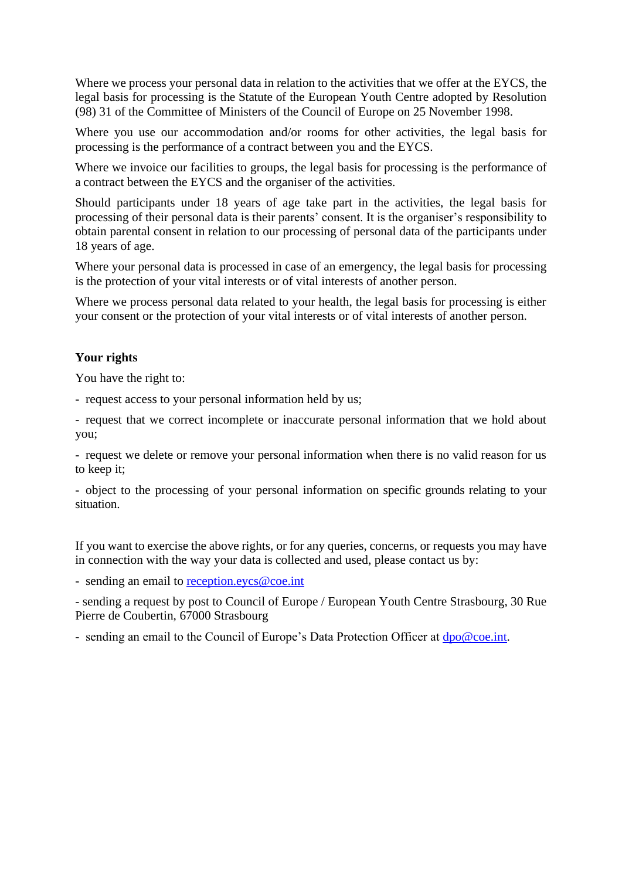Where we process your personal data in relation to the activities that we offer at the EYCS, the legal basis for processing is the Statute of the European Youth Centre adopted by Resolution (98) 31 of the Committee of Ministers of the Council of Europe on 25 November 1998.

Where you use our accommodation and/or rooms for other activities, the legal basis for processing is the performance of a contract between you and the EYCS.

Where we invoice our facilities to groups, the legal basis for processing is the performance of a contract between the EYCS and the organiser of the activities.

Should participants under 18 years of age take part in the activities, the legal basis for processing of their personal data is their parents' consent. It is the organiser's responsibility to obtain parental consent in relation to our processing of personal data of the participants under 18 years of age.

Where your personal data is processed in case of an emergency, the legal basis for processing is the protection of your vital interests or of vital interests of another person.

Where we process personal data related to your health, the legal basis for processing is either your consent or the protection of your vital interests or of vital interests of another person.

**Your rights**

You have the right to:

- request access to your personal information held by us;
- request that we correct incomplete or inaccurate personal information that we hold about you;
- request we delete or remove your personal information when there is no valid reason for us to keep it;
- object to the processing of your personal information on specific grounds relating to your situation.

If you want to exercise the above rights, or for any queries, concerns, or requests you may have in connection with the way your data is collected and used, please contact us by:

- sending an email to reception.eycs@coe.int
- sending a request by post to Council of Europe / European Youth Centre Strasbourg, 30 Rue Pierre de Coubertin, 67000 Strasbourg
- sending an email to the Council of Europe's Data Protection Officer at dpo@coe.int.